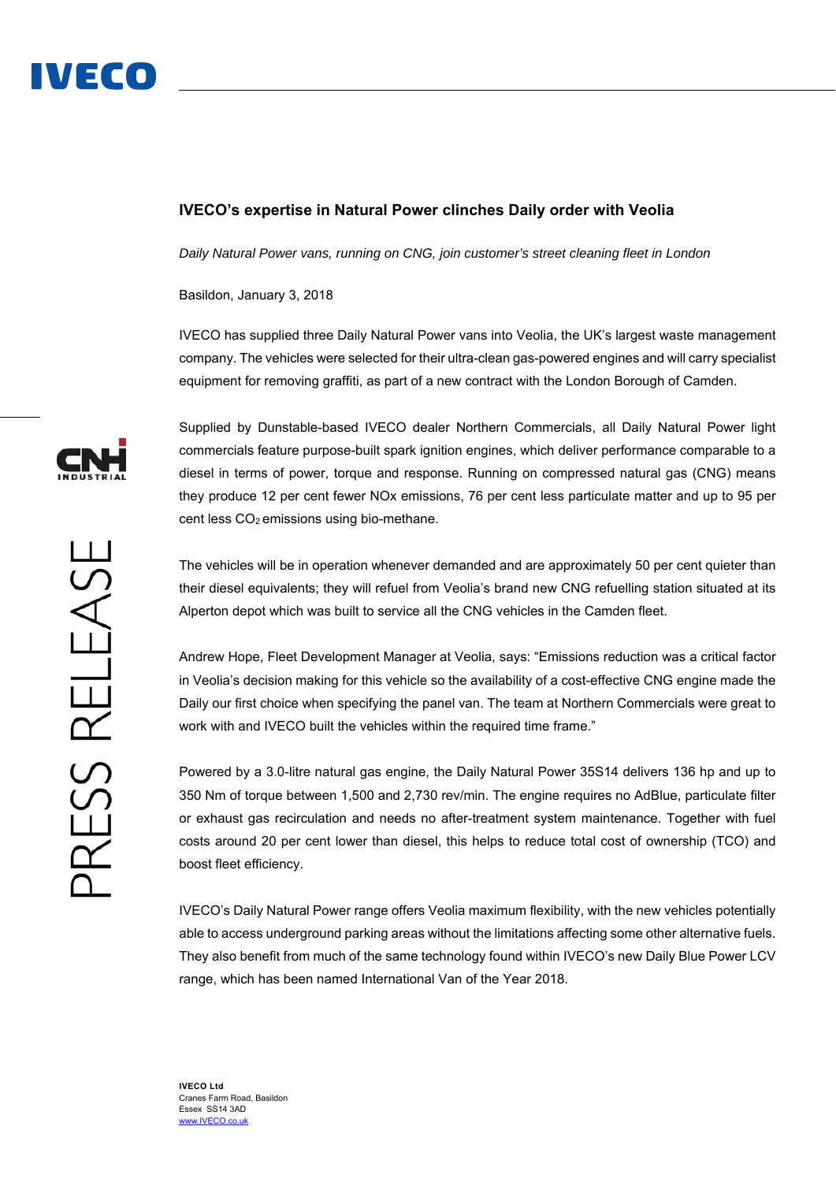## IVECO's expertise in Natural Power clinches Daily order with Veolia

*Daily Natural Power vans, running on CNG, join customer's street cleaning fleet in London*

Basildon, January 3, 2018

IVECO has supplied three Daily Natural Power vans into Veolia, the UK's largest waste management company. The vehicles were selected for their ultra-clean gas-powered engines and will carry specialist equipment for removing graffiti, as part of a new contract with the London Borough of Camden.

Supplied by Dunstable-based IVECO dealer Northern Commercials, all Daily Natural Power light commercials feature purpose-built spark ignition engines, which deliver performance comparable to a diesel in terms of power, torque and response. Running on compressed natural gas (CNG) means they produce 12 per cent fewer NOx emissions, 76 per cent less particulate matter and up to 95 per cent less $CO_2$ emissions using bio-methane.

The vehicles will be in operation whenever demanded and are approximately 50 per cent quieter than their diesel equivalents; they will refuel from Veolia's brand new CNG refuelling station situated at its Alperton depot which was built to service all the CNG vehicles in the Camden fleet.

Andrew Hope, Fleet Development Manager at Veolia, says: "Emissions reduction was a critical factor in Veolia's decision making for this vehicle so the availability of a cost-effective CNG engine made the Daily our first choice when specifying the panel van. The team at Northern Commercials were great to work with and IVECO built the vehicles within the required time frame."

Powered by a 3.0-litre natural gas engine, the Daily Natural Power 35S14 delivers 136 hp and up to 350 Nm of torque between 1,500 and 2,730 rev/min. The engine requires no AdBlue, particulate filter or exhaust gas recirculation and needs no after-treatment system maintenance. Together with fuel costs around 20 per cent lower than diesel, this helps to reduce total cost of ownership (TCO) and boost fleet efficiency.

IVECO's Daily Natural Power range offers Veolia maximum flexibility, with the new vehicles potentially able to access underground parking areas without the limitations affecting some other alternative fuels. They also benefit from much of the same technology found within IVECO's new Daily Blue Power LCV range, which has been named International Van of the Year 2018.

**IVECO Ltd**
Cranes Farm Road, Basildon
Essex SS14 3AD
www.IVECO.co.uk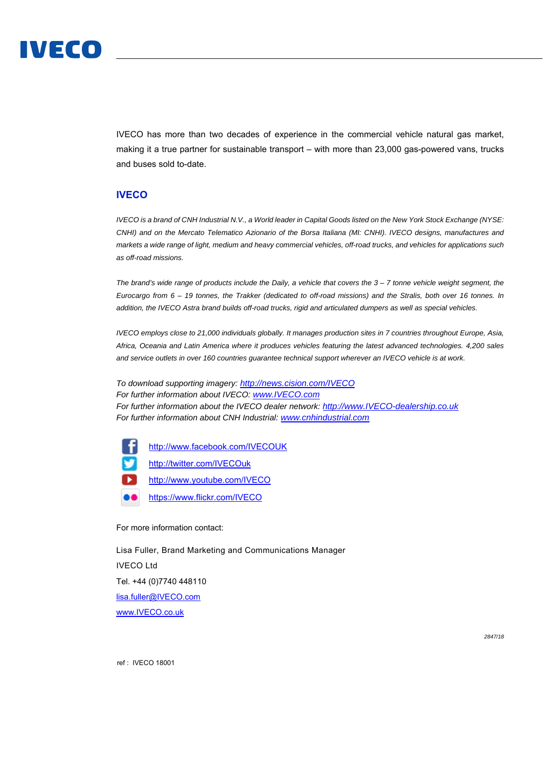IVECO has more than two decades of experience in the commercial vehicle natural gas market, making it a true partner for sustainable transport – with more than 23,000 gas-powered vans, trucks and buses sold to-date.

## IVECO

*IVECO is a brand of CNH Industrial N.V., a World leader in Capital Goods listed on the New York Stock Exchange (NYSE: CNHI) and on the Mercato Telematico Azionario of the Borsa Italiana (MI: CNHI). IVECO designs, manufactures and markets a wide range of light, medium and heavy commercial vehicles, off-road trucks, and vehicles for applications such as off-road missions.*

*The brand's wide range of products include the Daily, a vehicle that covers the 3 – 7 tonne vehicle weight segment, the Eurocargo from 6 – 19 tonnes, the Trakker (dedicated to off-road missions) and the Stralis, both over 16 tonnes. In addition, the IVECO Astra brand builds off-road trucks, rigid and articulated dumpers as well as special vehicles.*

*IVECO employs close to 21,000 individuals globally. It manages production sites in 7 countries throughout Europe, Asia, Africa, Oceania and Latin America where it produces vehicles featuring the latest advanced technologies. 4,200 sales and service outlets in over 160 countries guarantee technical support wherever an IVECO vehicle is at work.*

*To download supporting imagery: http://news.cision.com/IVECO*
*For further information about IVECO: www.IVECO.com*
*For further information about the IVECO dealer network: http://www.IVECO-dealership.co.uk*
*For further information about CNH Industrial: www.cnhindustrial.com*

http://www.facebook.com/IVECOUK
http://twitter.com/IVECOuk
http://www.youtube.com/IVECO
https://www.flickr.com/IVECO

For more information contact:

Lisa Fuller, Brand Marketing and Communications Manager
IVECO Ltd
Tel. +44 (0)7740 448110
lisa.fuller@IVECO.com
www.IVECO.co.uk

*2847/18*

ref : IVECO 18001